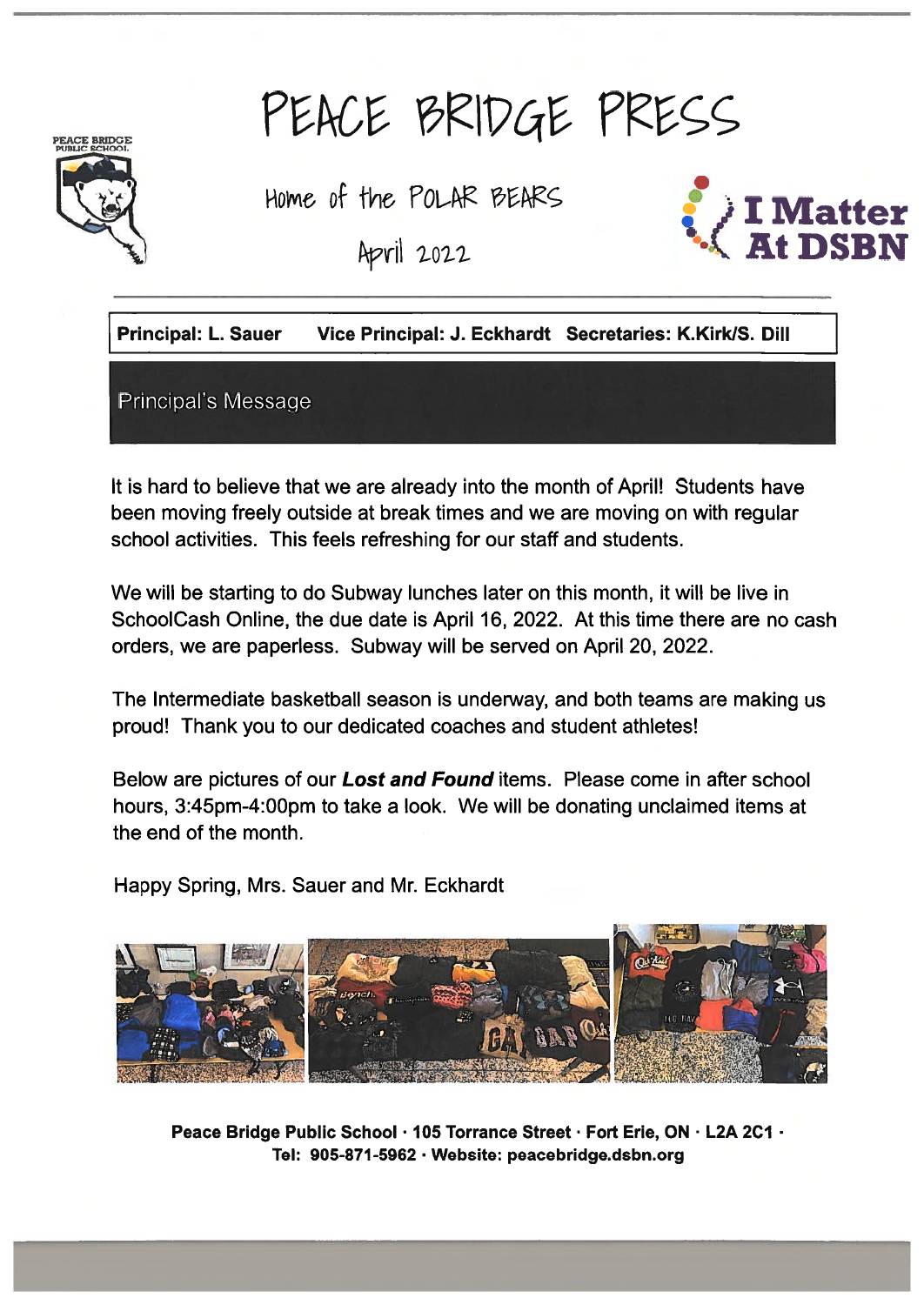# PEACE BRIDGE PRESS

Home of the POLAR BEARS

April 2022

PEACE BRIDGE PUBLIC SCHOOL

I Matter At DSBN

**Principal: L. Sauer** **Vice Principal: J. Eckhardt** **Secretaries: K.Kirk/S. Dill**

## Principal's Message

It is hard to believe that we are already into the month of April! Students have been moving freely outside at break times and we are moving on with regular school activities. This feels refreshing for our staff and students.

We will be starting to do Subway lunches later on this month, it will be live in SchoolCash Online, the due date is April 16, 2022. At this time there are no cash orders, we are paperless. Subway will be served on April 20, 2022.

The Intermediate basketball season is underway, and both teams are making us proud! Thank you to our dedicated coaches and student athletes!

Below are pictures of our ***Lost and Found*** items. Please come in after school hours, 3:45pm-4:00pm to take a look. We will be donating unclaimed items at the end of the month.

Happy Spring, Mrs. Sauer and Mr. Eckhardt

**Peace Bridge Public School · 105 Torrance Street · Fort Erie, ON · L2A 2C1 · Tel: 905-871-5962 · Website: peacebridge.dsbn.org**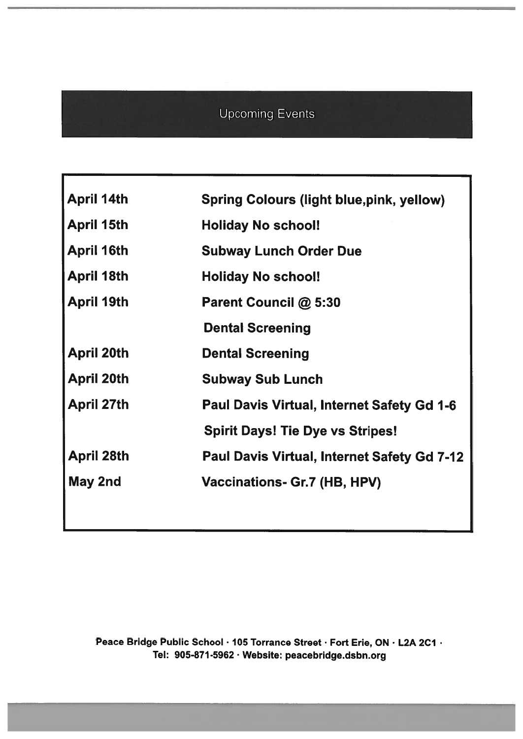## Upcoming Events

| | |
|---|---|
| **April 14th** | **Spring Colours (light blue,pink, yellow)** |
| **April 15th** | **Holiday No school!** |
| **April 16th** | **Subway Lunch Order Due** |
| **April 18th** | **Holiday No school!** |
| **April 19th** | **Parent Council @ 5:30** |
| | **Dental Screening** |
| **April 20th** | **Dental Screening** |
| **April 20th** | **Subway Sub Lunch** |
| **April 27th** | **Paul Davis Virtual, Internet Safety Gd 1-6** |
| | **Spirit Days! Tie Dye vs Stripes!** |
| **April 28th** | **Paul Davis Virtual, Internet Safety Gd 7-12** |
| **May 2nd** | **Vaccinations- Gr.7 (HB, HPV)** |

**Peace Bridge Public School · 105 Torrance Street · Fort Erie, ON · L2A 2C1 · Tel: 905-871-5962 · Website: peacebridge.dsbn.org**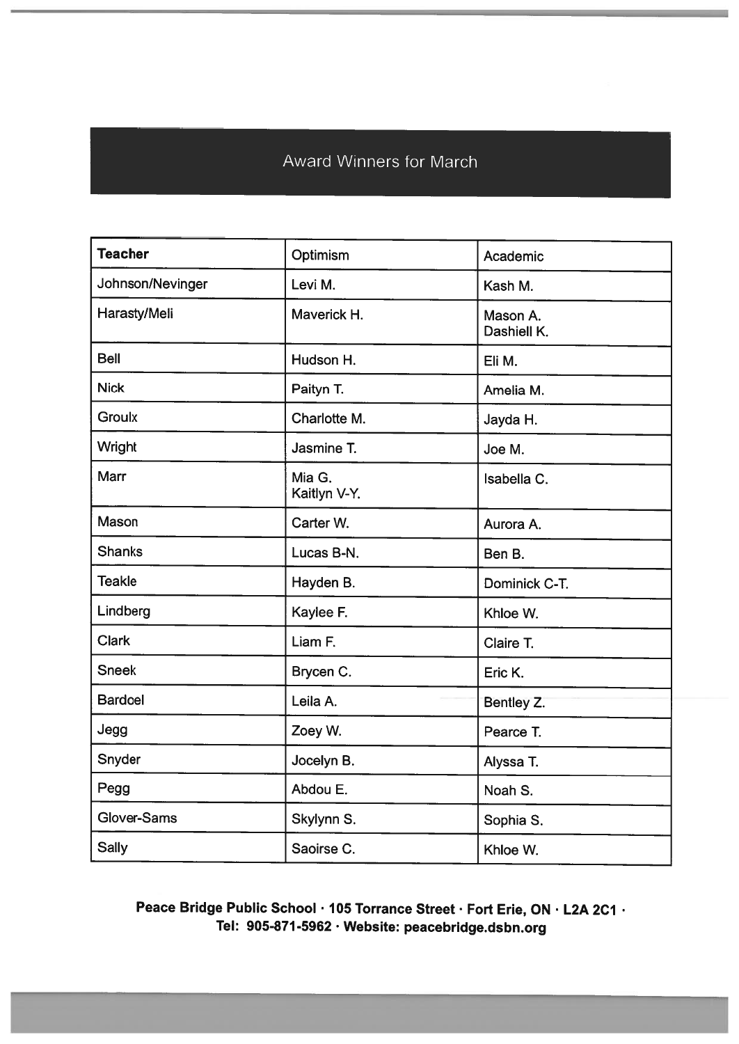## Award Winners for March

| **Teacher** | Optimism | Academic |
|---|---|---|
| Johnson/Nevinger | Levi M. | Kash M. |
| Harasty/Meli | Maverick H. | Mason A.<br>Dashiell K. |
| Bell | Hudson H. | Eli M. |
| Nick | Paityn T. | Amelia M. |
| Groulx | Charlotte M. | Jayda H. |
| Wright | Jasmine T. | Joe M. |
| Marr | Mia G.<br>Kaitlyn V-Y. | Isabella C. |
| Mason | Carter W. | Aurora A. |
| Shanks | Lucas B-N. | Ben B. |
| Teakle | Hayden B. | Dominick C-T. |
| Lindberg | Kaylee F. | Khloe W. |
| Clark | Liam F. | Claire T. |
| Sneek | Brycen C. | Eric K. |
| Bardoel | Leila A. | Bentley Z. |
| Jegg | Zoey W. | Pearce T. |
| Snyder | Jocelyn B. | Alyssa T. |
| Pegg | Abdou E. | Noah S. |
| Glover-Sams | Skylynn S. | Sophia S. |
| Sally | Saoirse C. | Khloe W. |

**Peace Bridge Public School · 105 Torrance Street · Fort Erie, ON · L2A 2C1 · Tel: 905-871-5962 · Website: peacebridge.dsbn.org**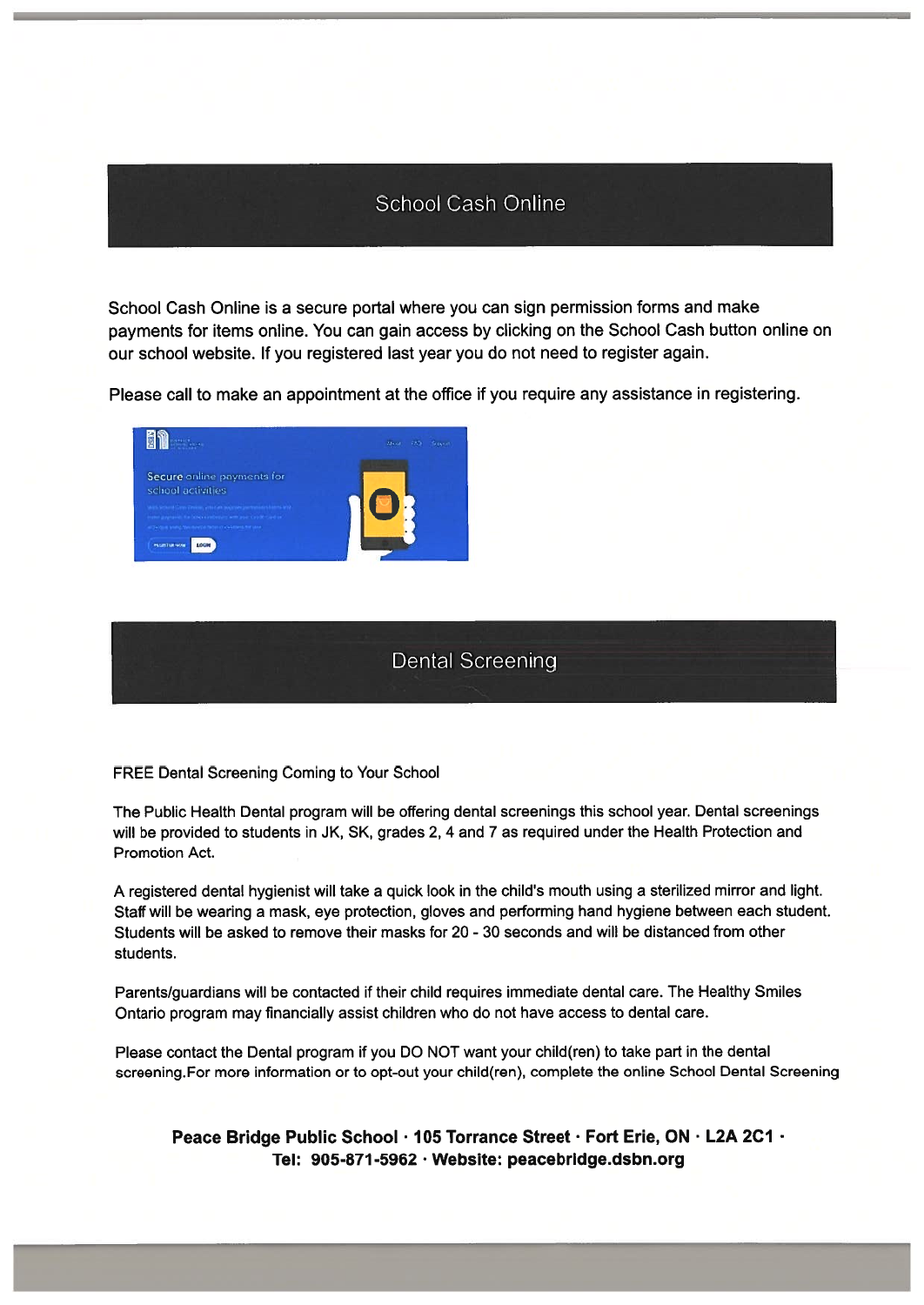## School Cash Online

School Cash Online is a secure portal where you can sign permission forms and make payments for items online. You can gain access by clicking on the School Cash button online on our school website. If you registered last year you do not need to register again.

Please call to make an appointment at the office if you require any assistance in registering.

## Dental Screening

FREE Dental Screening Coming to Your School

The Public Health Dental program will be offering dental screenings this school year. Dental screenings will be provided to students in JK, SK, grades 2, 4 and 7 as required under the Health Protection and Promotion Act.

A registered dental hygienist will take a quick look in the child's mouth using a sterilized mirror and light. Staff will be wearing a mask, eye protection, gloves and performing hand hygiene between each student. Students will be asked to remove their masks for 20 - 30 seconds and will be distanced from other students.

Parents/guardians will be contacted if their child requires immediate dental care. The Healthy Smiles Ontario program may financially assist children who do not have access to dental care.

Please contact the Dental program if you DO NOT want your child(ren) to take part in the dental screening.For more information or to opt-out your child(ren), complete the online School Dental Screening

**Peace Bridge Public School · 105 Torrance Street · Fort Erie, ON · L2A 2C1 · Tel: 905-871-5962 · Website: peacebridge.dsbn.org**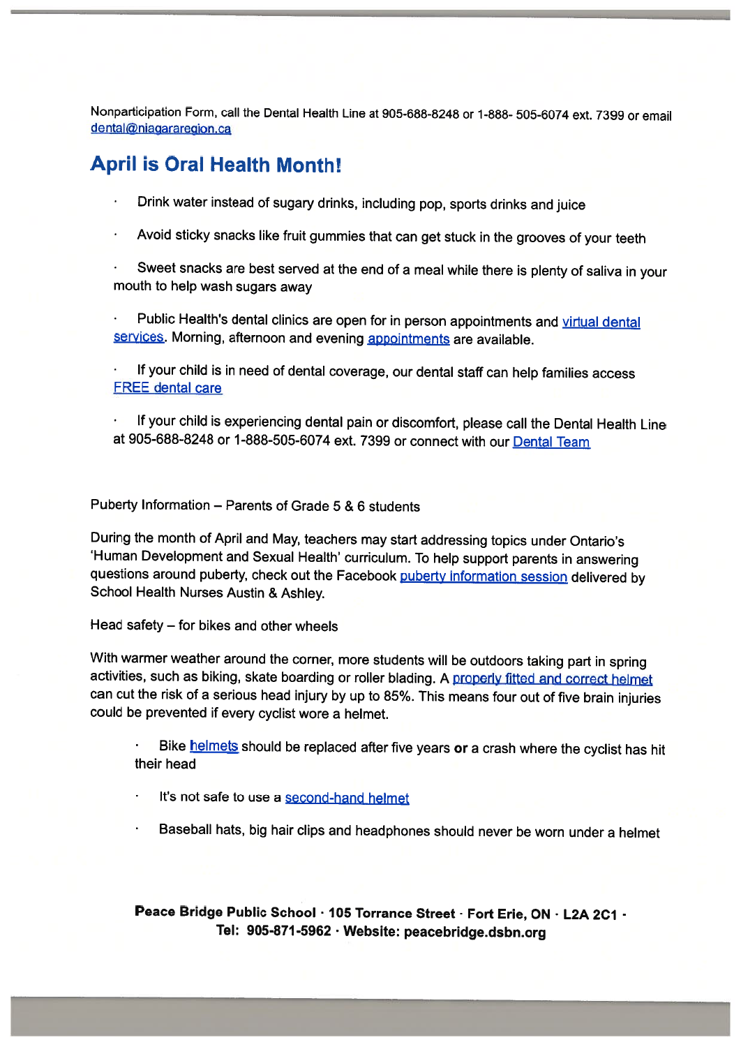Nonparticipation Form, call the Dental Health Line at 905-688-8248 or 1-888- 505-6074 ext. 7399 or email dental@niagararegion.ca

## April is Oral Health Month!

- Drink water instead of sugary drinks, including pop, sports drinks and juice
- Avoid sticky snacks like fruit gummies that can get stuck in the grooves of your teeth
- Sweet snacks are best served at the end of a meal while there is plenty of saliva in your mouth to help wash sugars away
- Public Health's dental clinics are open for in person appointments and virtual dental services. Morning, afternoon and evening appointments are available.
- If your child is in need of dental coverage, our dental staff can help families access FREE dental care
- If your child is experiencing dental pain or discomfort, please call the Dental Health Line at 905-688-8248 or 1-888-505-6074 ext. 7399 or connect with our Dental Team

Puberty Information – Parents of Grade 5 & 6 students

During the month of April and May, teachers may start addressing topics under Ontario's 'Human Development and Sexual Health' curriculum. To help support parents in answering questions around puberty, check out the Facebook puberty information session delivered by School Health Nurses Austin & Ashley.

Head safety – for bikes and other wheels

With warmer weather around the corner, more students will be outdoors taking part in spring activities, such as biking, skate boarding or roller blading. A properly fitted and correct helmet can cut the risk of a serious head injury by up to 85%. This means four out of five brain injuries could be prevented if every cyclist wore a helmet.

- Bike helmets should be replaced after five years **or** a crash where the cyclist has hit their head
- It's not safe to use a second-hand helmet
- Baseball hats, big hair clips and headphones should never be worn under a helmet

**Peace Bridge Public School · 105 Torrance Street · Fort Erie, ON · L2A 2C1 ·**
**Tel: 905-871-5962 · Website: peacebridge.dsbn.org**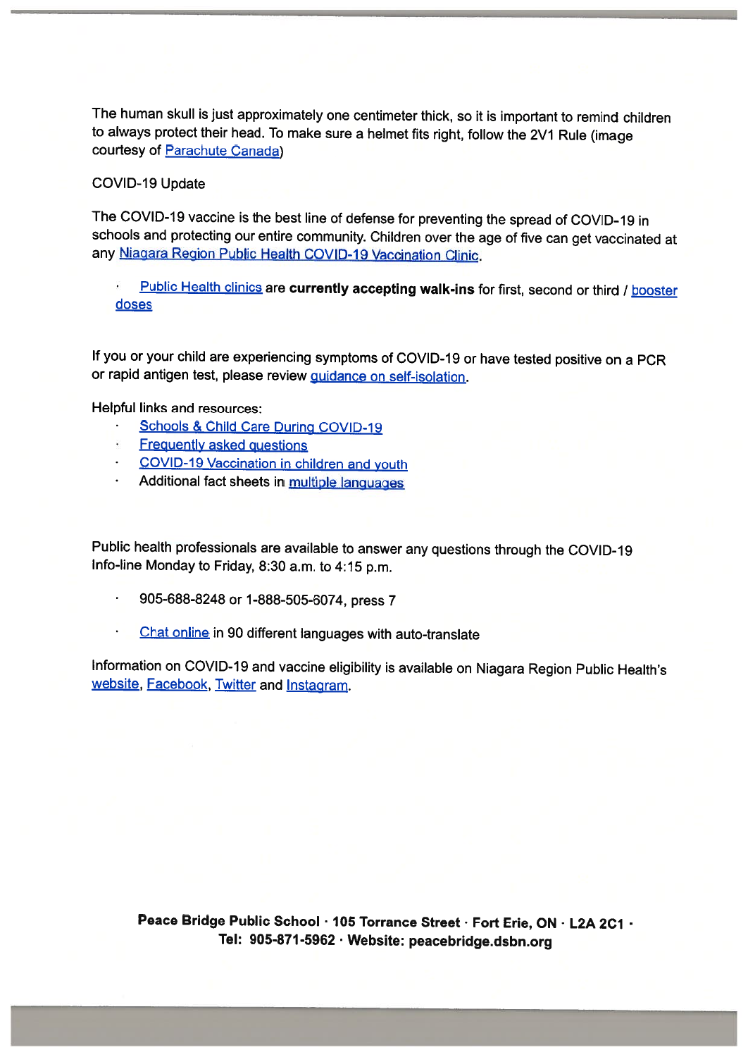The human skull is just approximately one centimeter thick, so it is important to remind children to always protect their head. To make sure a helmet fits right, follow the 2V1 Rule (image courtesy of Parachute Canada)

COVID-19 Update

The COVID-19 vaccine is the best line of defense for preventing the spread of COVID-19 in schools and protecting our entire community. Children over the age of five can get vaccinated at any Niagara Region Public Health COVID-19 Vaccination Clinic.

- Public Health clinics are **currently accepting walk-ins** for first, second or third / booster doses

If you or your child are experiencing symptoms of COVID-19 or have tested positive on a PCR or rapid antigen test, please review guidance on self-isolation.

Helpful links and resources:

- Schools & Child Care During COVID-19
- Frequently asked questions
- COVID-19 Vaccination in children and youth
- Additional fact sheets in multiple languages

Public health professionals are available to answer any questions through the COVID-19 Info-line Monday to Friday, 8:30 a.m. to 4:15 p.m.

- 905-688-8248 or 1-888-505-6074, press 7
- Chat online in 90 different languages with auto-translate

Information on COVID-19 and vaccine eligibility is available on Niagara Region Public Health's website, Facebook, Twitter and Instagram.

**Peace Bridge Public School · 105 Torrance Street · Fort Erie, ON · L2A 2C1 ·**
**Tel: 905-871-5962 · Website: peacebridge.dsbn.org**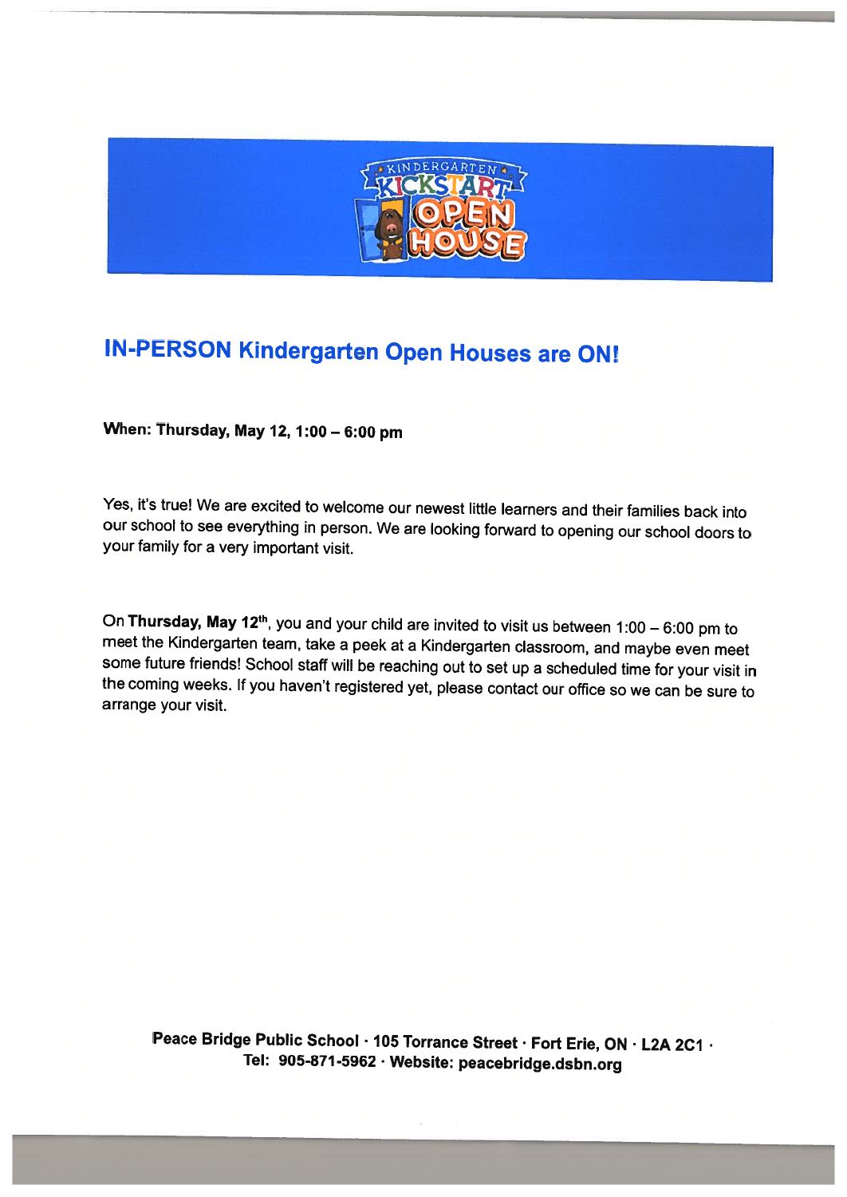KINDERGARTEN KICKSTART OPEN HOUSE

## IN-PERSON Kindergarten Open Houses are ON!

**When: Thursday, May 12, 1:00 – 6:00 pm**

Yes, it's true! We are excited to welcome our newest little learners and their families back into our school to see everything in person. We are looking forward to opening our school doors to your family for a very important visit.

On **Thursday, May 12th**, you and your child are invited to visit us between 1:00 – 6:00 pm to meet the Kindergarten team, take a peek at a Kindergarten classroom, and maybe even meet some future friends! School staff will be reaching out to set up a scheduled time for your visit in the coming weeks. If you haven't registered yet, please contact our office so we can be sure to arrange your visit.

**Peace Bridge Public School · 105 Torrance Street · Fort Erie, ON · L2A 2C1 ·**
**Tel: 905-871-5962 · Website: peacebridge.dsbn.org**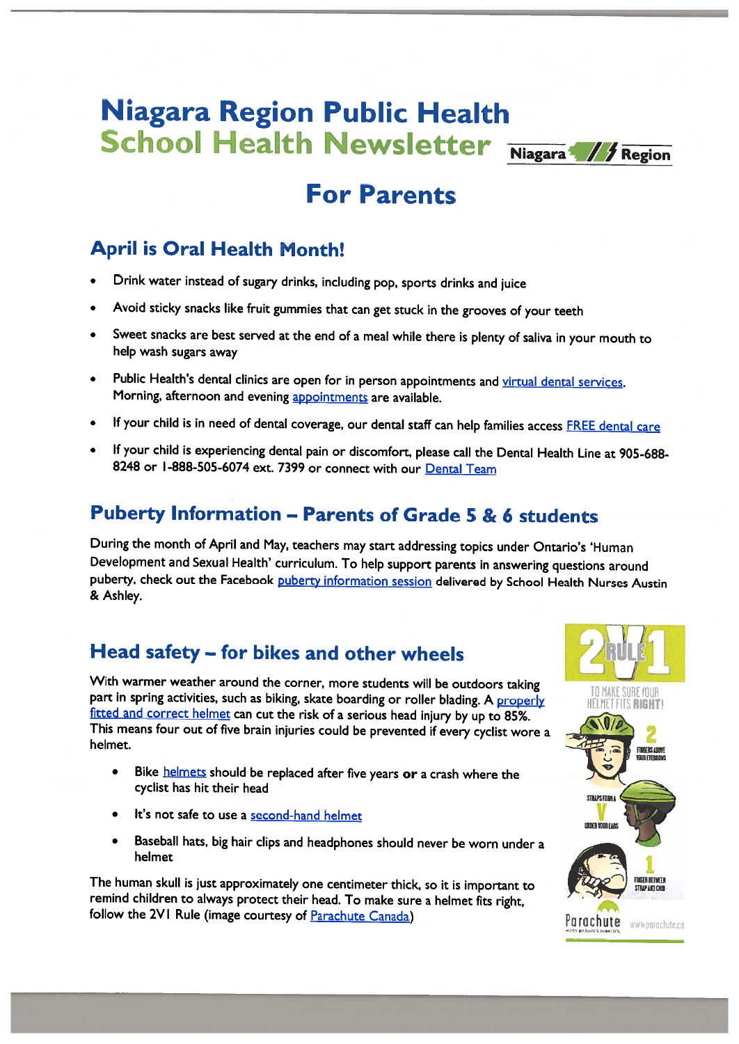# Niagara Region Public Health School Health Newsletter

## For Parents

### April is Oral Health Month!

- Drink water instead of sugary drinks, including pop, sports drinks and juice
- Avoid sticky snacks like fruit gummies that can get stuck in the grooves of your teeth
- Sweet snacks are best served at the end of a meal while there is plenty of saliva in your mouth to help wash sugars away
- Public Health's dental clinics are open for in person appointments and virtual dental services. Morning, afternoon and evening appointments are available.
- If your child is in need of dental coverage, our dental staff can help families access FREE dental care
- If your child is experiencing dental pain or discomfort, please call the Dental Health Line at 905-688-8248 or 1-888-505-6074 ext. 7399 or connect with our Dental Team

### Puberty Information – Parents of Grade 5 & 6 students

During the month of April and May, teachers may start addressing topics under Ontario's 'Human Development and Sexual Health' curriculum. To help support parents in answering questions around puberty, check out the Facebook puberty information session delivered by School Health Nurses Austin & Ashley.

### Head safety – for bikes and other wheels

With warmer weather around the corner, more students will be outdoors taking part in spring activities, such as biking, skate boarding or roller blading. A properly fitted and correct helmet can cut the risk of a serious head injury by up to 85%. This means four out of five brain injuries could be prevented if every cyclist wore a helmet.

- Bike helmets should be replaced after five years **or** a crash where the cyclist has hit their head
- It's not safe to use a second-hand helmet
- Baseball hats, big hair clips and headphones should never be worn under a helmet

The human skull is just approximately one centimeter thick, so it is important to remind children to always protect their head. To make sure a helmet fits right, follow the 2V1 Rule (image courtesy of Parachute Canada)

2V1 RULE

TO MAKE SURE YOUR HELMET FITS RIGHT!

2 FINGERS ABOVE YOUR EYEBROWS

STRAPS FORM A V UNDER YOUR EARS

1 FINGER BETWEEN STRAP AND CHIN

Parachute www.parachute.ca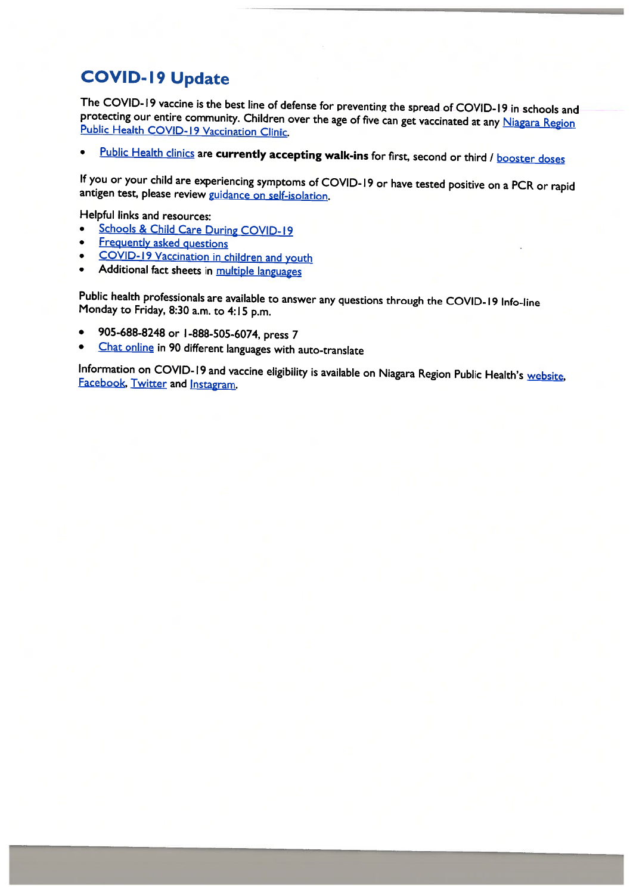## COVID-19 Update

The COVID-19 vaccine is the best line of defense for preventing the spread of COVID-19 in schools and protecting our entire community. Children over the age of five can get vaccinated at any Niagara Region Public Health COVID-19 Vaccination Clinic.

- Public Health clinics are **currently accepting walk-ins** for first, second or third / booster doses

If you or your child are experiencing symptoms of COVID-19 or have tested positive on a PCR or rapid antigen test, please review guidance on self-isolation.

Helpful links and resources:

- Schools & Child Care During COVID-19
- Frequently asked questions
- COVID-19 Vaccination in children and youth
- Additional fact sheets in multiple languages

Public health professionals are available to answer any questions through the COVID-19 Info-line Monday to Friday, 8:30 a.m. to 4:15 p.m.

- 905-688-8248 or 1-888-505-6074, press 7
- Chat online in 90 different languages with auto-translate

Information on COVID-19 and vaccine eligibility is available on Niagara Region Public Health's website, Facebook, Twitter and Instagram.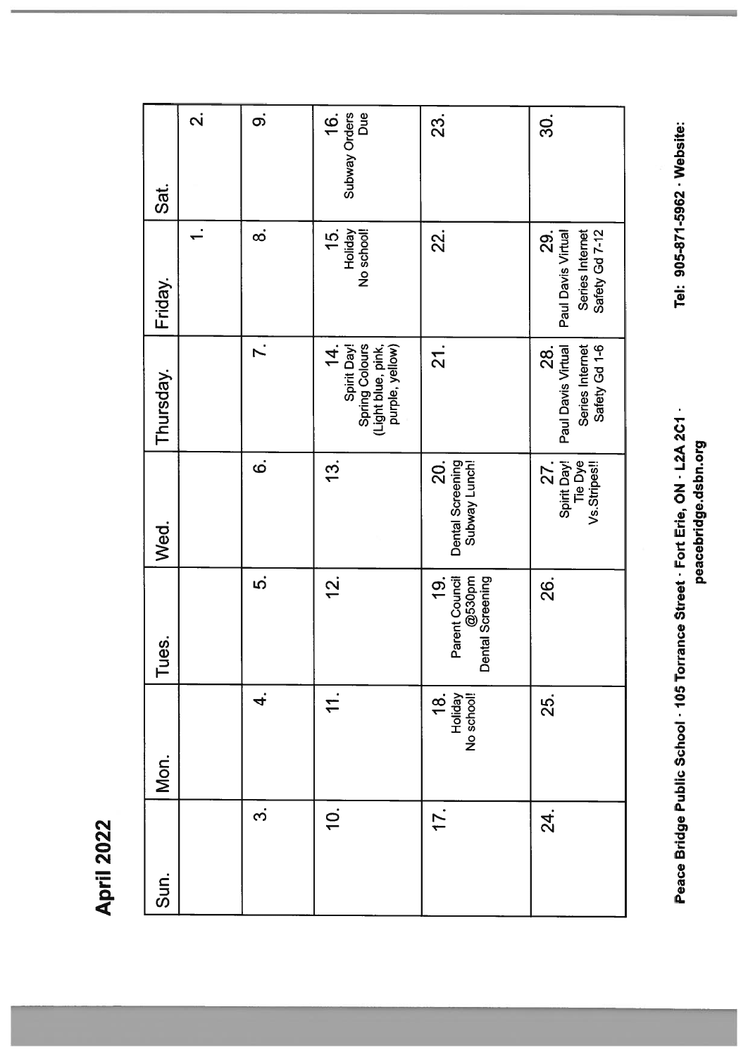# April 2022

| Sun. | Mon. | Tues. | Wed. | Thursday. | Friday. | Sat. |
|---|---|---|---|---|---|---|
| | | | | | 1. | 2. |
| 3. | 4. | 5. | 6. | 7. | 8. | 9. |
| 10. | 11. | 12. | 13. | 14. Spirit Day! Spring Colours (Light blue, pink, purple, yellow) | 15. Holiday No school! | 16. Subway Orders Due |
| 17. | 18. Holiday No school! | 19. Parent Council @530pm Dental Screening | 20. Dental Screening Subway Lunch! | 21. | 22. | 23. |
| 24. | 25. | 26. | 27. Spirit Day! Tie Dye Vs.Stripes!! | 28. Paul Davis Virtual Series Internet Safety Gd 1-6 | 29. Paul Davis Virtual Series Internet Safety Gd 7-12 | 30. |

**Peace Bridge Public School · 105 Torrance Street · Fort Erie, ON · L2A 2C1 · Tel: 905-871-5962 · Website: peacebridge.dsbn.org**